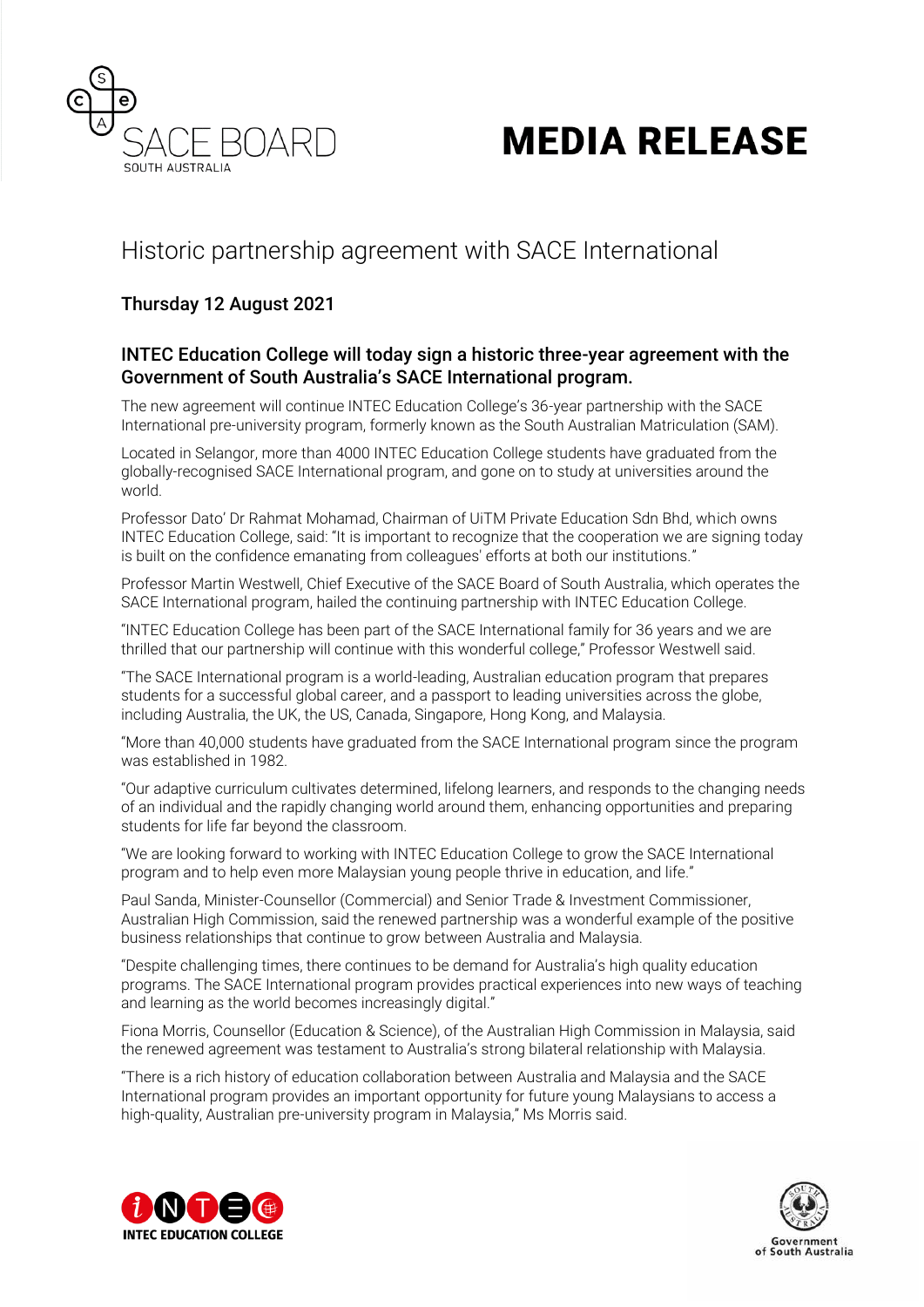SACE BOARD
SOUTH AUSTRALIA

# MEDIA RELEASE

## Historic partnership agreement with SACE International

### Thursday 12 August 2021

### INTEC Education College will today sign a historic three-year agreement with the Government of South Australia's SACE International program.

The new agreement will continue INTEC Education College's 36-year partnership with the SACE International pre-university program, formerly known as the South Australian Matriculation (SAM).

Located in Selangor, more than 4000 INTEC Education College students have graduated from the globally-recognised SACE International program, and gone on to study at universities around the world.

Professor Dato' Dr Rahmat Mohamad, Chairman of UiTM Private Education Sdn Bhd, which owns INTEC Education College, said: "It is important to recognize that the cooperation we are signing today is built on the confidence emanating from colleagues' efforts at both our institutions."

Professor Martin Westwell, Chief Executive of the SACE Board of South Australia, which operates the SACE International program, hailed the continuing partnership with INTEC Education College.

"INTEC Education College has been part of the SACE International family for 36 years and we are thrilled that our partnership will continue with this wonderful college," Professor Westwell said.

"The SACE International program is a world-leading, Australian education program that prepares students for a successful global career, and a passport to leading universities across the globe, including Australia, the UK, the US, Canada, Singapore, Hong Kong, and Malaysia.

"More than 40,000 students have graduated from the SACE International program since the program was established in 1982.

"Our adaptive curriculum cultivates determined, lifelong learners, and responds to the changing needs of an individual and the rapidly changing world around them, enhancing opportunities and preparing students for life far beyond the classroom.

"We are looking forward to working with INTEC Education College to grow the SACE International program and to help even more Malaysian young people thrive in education, and life."

Paul Sanda, Minister-Counsellor (Commercial) and Senior Trade & Investment Commissioner, Australian High Commission, said the renewed partnership was a wonderful example of the positive business relationships that continue to grow between Australia and Malaysia.

"Despite challenging times, there continues to be demand for Australia's high quality education programs. The SACE International program provides practical experiences into new ways of teaching and learning as the world becomes increasingly digital."

Fiona Morris, Counsellor (Education & Science), of the Australian High Commission in Malaysia, said the renewed agreement was testament to Australia's strong bilateral relationship with Malaysia.

"There is a rich history of education collaboration between Australia and Malaysia and the SACE International program provides an important opportunity for future young Malaysians to access a high-quality, Australian pre-university program in Malaysia," Ms Morris said.

INTEC EDUCATION COLLEGE

Government of South Australia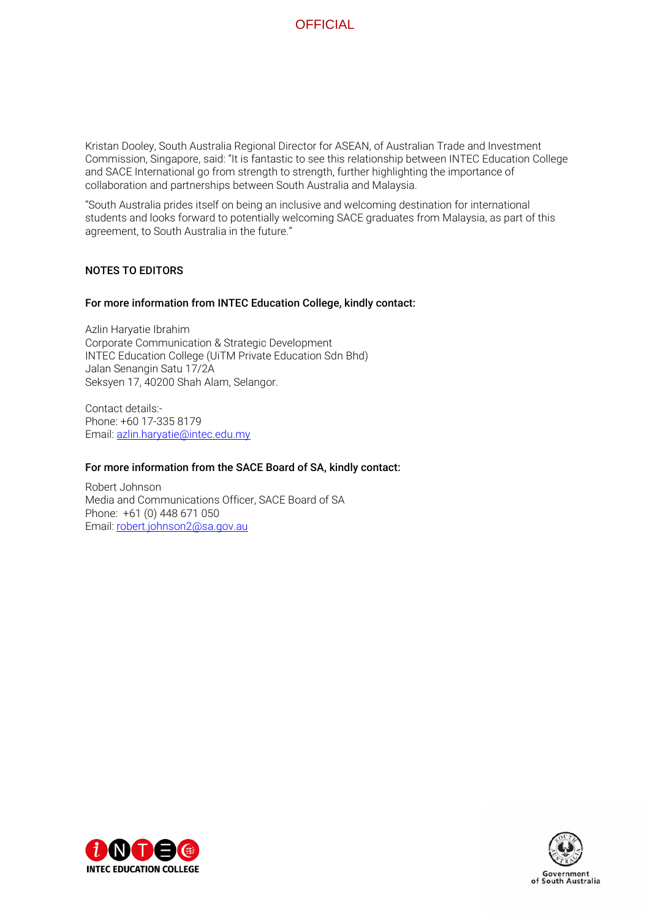Kristan Dooley, South Australia Regional Director for ASEAN, of Australian Trade and Investment Commission, Singapore, said: "It is fantastic to see this relationship between INTEC Education College and SACE International go from strength to strength, further highlighting the importance of collaboration and partnerships between South Australia and Malaysia.

"South Australia prides itself on being an inclusive and welcoming destination for international students and looks forward to potentially welcoming SACE graduates from Malaysia, as part of this agreement, to South Australia in the future."

**NOTES TO EDITORS**

**For more information from INTEC Education College, kindly contact:**

Azlin Haryatie Ibrahim
Corporate Communication & Strategic Development
INTEC Education College (UiTM Private Education Sdn Bhd)
Jalan Senangin Satu 17/2A
Seksyen 17, 40200 Shah Alam, Selangor.

Contact details:-
Phone: +60 17-335 8179
Email: azlin.haryatie@intec.edu.my

**For more information from the SACE Board of SA, kindly contact:**

Robert Johnson
Media and Communications Officer, SACE Board of SA
Phone: +61 (0) 448 671 050
Email: robert.johnson2@sa.gov.au

INTEC EDUCATION COLLEGE

Government of South Australia